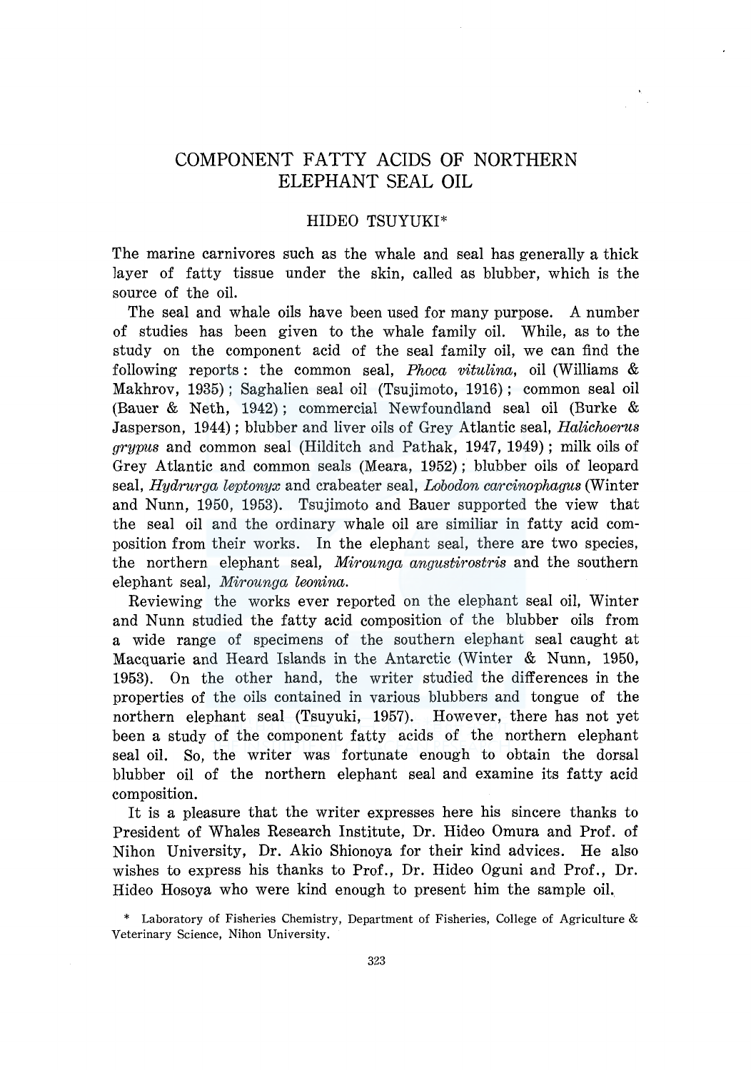# COMPONENT FATTY ACIDS OF NORTHERN ELEPHANT SEAL OIL

## HIDEO TSUYUKI*

The marine carnivores such as the whale and seal has generally a thick layer of fatty tissue under the skin, called as blubber, which is the source of the oil.

The seal and whale oils have been used for many purpose. A number of studies has been given to the whale family oil. While, as to the study on the component acid of the seal family oil, we can find the following reports: the common seal, *Phoca vitulina*, oil (Williams & Makhrov, 1935); Saghalien seal oil (Tsujimoto, 1916); common seal oil (Bauer & Neth, 1942); commercial Newfoundland seal oil (Burke & Jasperson, 1944); blubber and liver oils of Grey Atlantic seal, *Halichoerus grypus* and common seal (Hilditch and Pathak, 1947, 1949); milk oils of Grey Atlantic and common seals (Meara, 1952); blubber oils of leopard seal, *Hydrurga leptonyx* and crabeater seal, *Lobodon carcinophagus* (Winter and Nunn, 1950, 1953). Tsujimoto and Bauer supported the view that the seal oil and the ordinary whale oil are similiar in fatty acid composition from their works. In the elephant seal, there are two species, the northern elephant seal, *Mirounga angustirostris* and the southern elephant seal, *Mirounga leonina*.

Reviewing the works ever reported on the elephant seal oil, Winter and Nunn studied the fatty acid composition of the blubber oils from a wide range of specimens of the southern elephant seal caught at Macquarie and Heard Islands in the Antarctic (Winter & Nunn, 1950, 1953). On the other hand, the writer studied the differences in the properties of the oils contained in various blubbers and tongue of the northern elephant seal (Tsuyuki, 1957). However, there has not yet been a study of the component fatty acids of the northern elephant seal oil. So, the writer was fortunate enough to obtain the dorsal blubber oil of the northern elephant seal and examine its fatty acid composition.

It is a pleasure that the writer expresses here his sincere thanks to President of Whales Research Institute, Dr. Hideo Omura and Prof. of Nihon University, Dr. Akio Shionoya for their kind advices. He also wishes to express his thanks to Prof., Dr. Hideo Oguni and Prof., Dr. Hideo Hosoya who were kind enough to present him the sample oil.

\* Laboratory of Fisheries Chemistry, Department of Fisheries, College of Agriculture & Veterinary Science, Nihon University.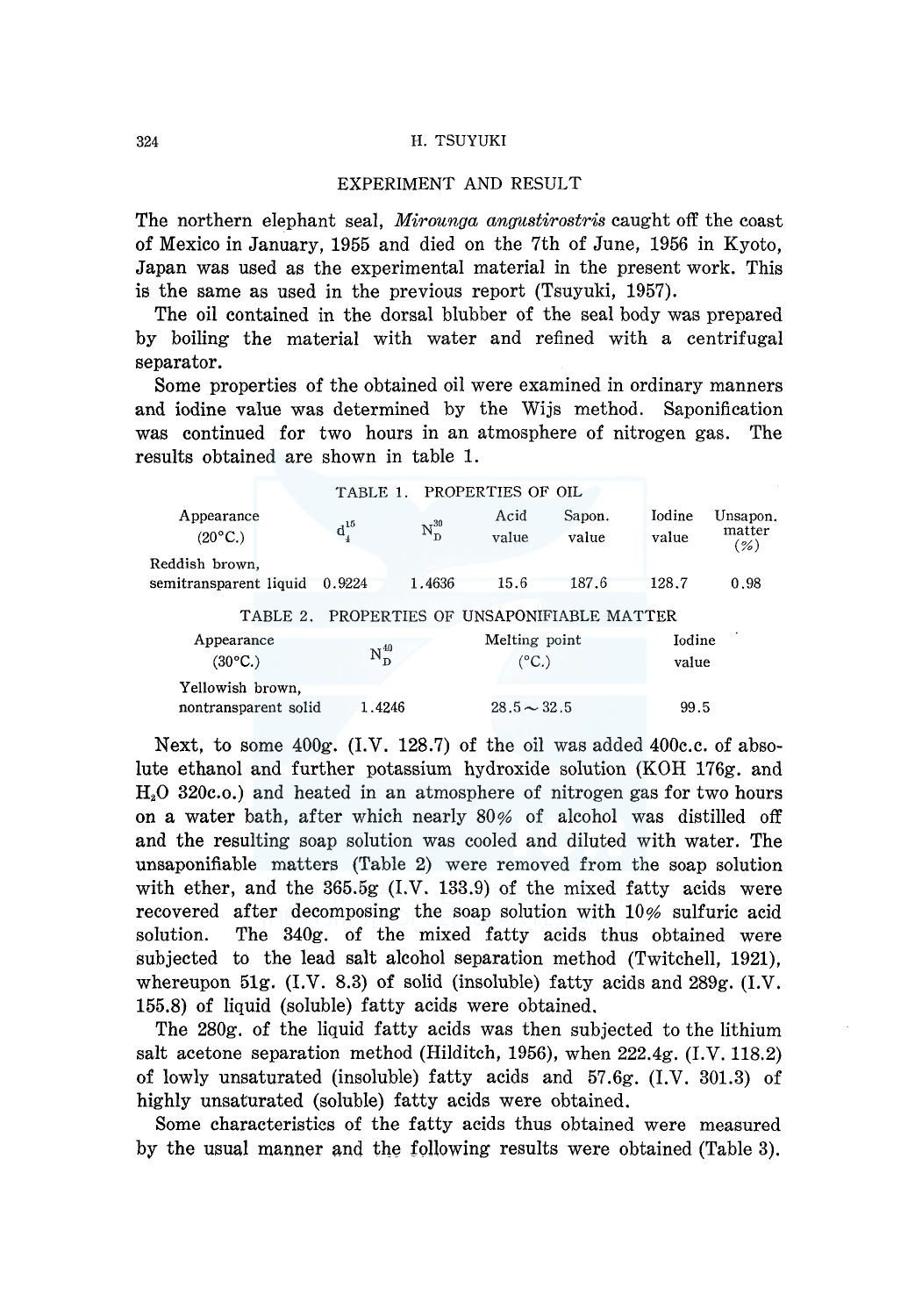## EXPERIMENT AND RESULT

The northern elephant seal, *Mirounga angustirostris* caught off the coast of Mexico in January, 1955 and died on the 7th of June, 1956 in Kyoto, Japan was used as the experimental material in the present work. This is the same as used in the previous report (Tsuyuki, 1957).

The oil contained in the dorsal blubber of the seal body was prepared by boiling the material with water and refined with a centrifugal separator.

Some properties of the obtained oil were examined in ordinary manners and iodine value was determined by the Wijs method. Saponification was continued for two hours in an atmosphere of nitrogen gas. The results obtained are shown in table 1.

TABLE 1. PROPERTIES OF OIL

| Appearance (20°C.) | $d_4^{15}$ | $N_D^{30}$ | Acid value | Sapon. value | Iodine value | Unsapon. matter (%) |
|---|---|---|---|---|---|---|
| Reddish brown, semitransparent liquid | 0.9224 | 1.4636 | 15.6 | 187.6 | 128.7 | 0.98 |

TABLE 2. PROPERTIES OF UNSAPONIFIABLE MATTER

| Appearance (30°C.) | $N_D^{40}$ | Melting point (°C.) | Iodine value |
|---|---|---|---|
| Yellowish brown, nontransparent solid | 1.4246 | 28.5 ~ 32.5 | 99.5 |

Next, to some 400g. (I.V. 128.7) of the oil was added 400c.c. of absolute ethanol and further potassium hydroxide solution (KOH 176g. and $H_2O$ 320c.c.) and heated in an atmosphere of nitrogen gas for two hours on a water bath, after which nearly 80% of alcohol was distilled off and the resulting soap solution was cooled and diluted with water. The unsaponifiable matters (Table 2) were removed from the soap solution with ether, and the 365.5g (I.V. 133.9) of the mixed fatty acids were recovered after decomposing the soap solution with 10% sulfuric acid solution. The 340g. of the mixed fatty acids thus obtained were subjected to the lead salt alcohol separation method (Twitchell, 1921), whereupon 51g. (I.V. 8.3) of solid (insoluble) fatty acids and 289g. (I.V. 155.8) of liquid (soluble) fatty acids were obtained.

The 280g. of the liquid fatty acids was then subjected to the lithium salt acetone separation method (Hilditch, 1956), when 222.4g. (I.V. 118.2) of lowly unsaturated (insoluble) fatty acids and 57.6g. (I.V. 301.3) of highly unsaturated (soluble) fatty acids were obtained.

Some characteristics of the fatty acids thus obtained were measured by the usual manner and the following results were obtained (Table 3).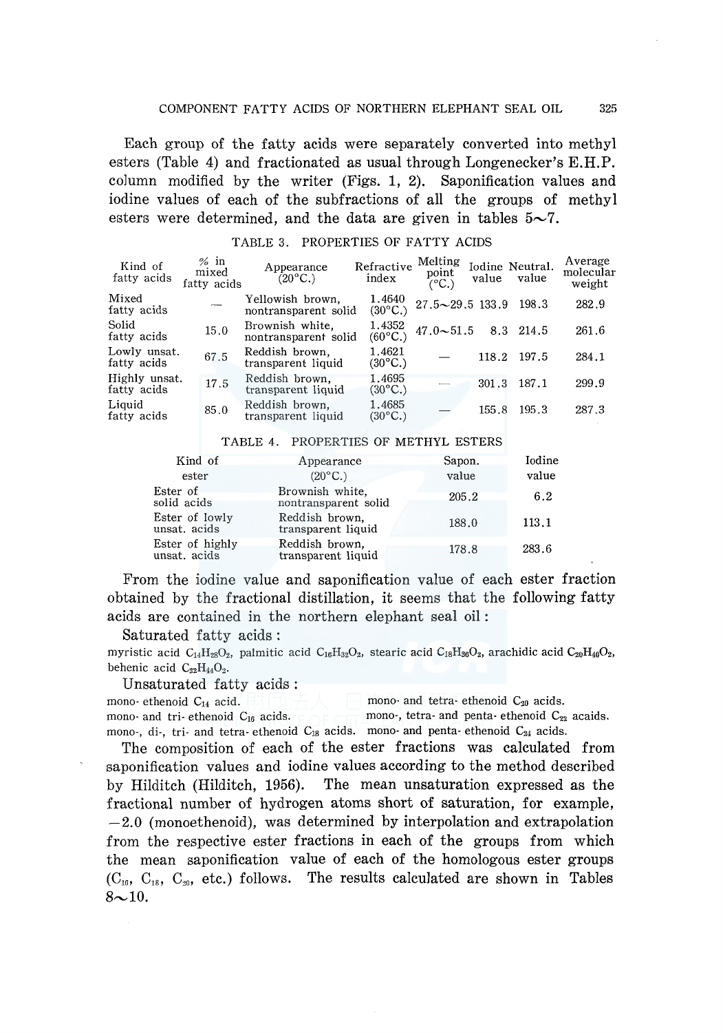Each group of the fatty acids were separately converted into methyl esters (Table 4) and fractionated as usual through Longenecker's E.H.P. column modified by the writer (Figs. 1, 2). Saponification values and iodine values of each of the subfractions of all the groups of methyl esters were determined, and the data are given in tables 5∼7.

TABLE 3. PROPERTIES OF FATTY ACIDS

| Kind of fatty acids | % in mixed fatty acids | Appearance (20°C.) | Refractive index | Melting point (°C.) | Iodine value | Neutral. value | Average molecular weight |
|---|---|---|---|---|---|---|---|
| Mixed fatty acids | — | Yellowish brown, nontransparent solid | 1.4640 (30°C.) | 27.5∼29.5 | 133.9 | 198.3 | 282.9 |
| Solid fatty acids | 15.0 | Brownish white, nontransparent solid | 1.4352 (60°C.) | 47.0∼51.5 | 8.3 | 214.5 | 261.6 |
| Lowly unsat. fatty acids | 67.5 | Reddish brown, transparent liquid | 1.4621 (30°C.) | — | 118.2 | 197.5 | 284.1 |
| Highly unsat. fatty acids | 17.5 | Reddish brown, transparent liquid | 1.4695 (30°C.) | — | 301.3 | 187.1 | 299.9 |
| Liquid fatty acids | 85.0 | Reddish brown, transparent liquid | 1.4685 (30°C.) | — | 155.8 | 195.3 | 287.3 |

TABLE 4. PROPERTIES OF METHYL ESTERS

| Kind of ester | Appearance (20°C.) | Sapon. value | Iodine value |
|---|---|---|---|
| Ester of solid acids | Brownish white, nontransparent solid | 205.2 | 6.2 |
| Ester of lowly unsat. acids | Reddish brown, transparent liquid | 188.0 | 113.1 |
| Ester of highly unsat. acids | Reddish brown, transparent liquid | 178.8 | 283.6 |

From the iodine value and saponification value of each ester fraction obtained by the fractional distillation, it seems that the following fatty acids are contained in the northern elephant seal oil:

Saturated fatty acids:

myristic acid $C_{14}H_{28}O_2$, palmitic acid $C_{16}H_{32}O_2$, stearic acid $C_{18}H_{36}O_2$, arachidic acid $C_{20}H_{40}O_2$, behenic acid $C_{22}H_{44}O_2$.

Unsaturated fatty acids:

mono-ethenoid $C_{14}$ acid.
mono- and tri-ethenoid $C_{16}$ acids.
mono-, di-, tri- and tetra-ethenoid $C_{18}$ acids.
mono- and tetra-ethenoid $C_{20}$ acids.
mono-, tetra- and penta-ethenoid $C_{22}$ acaids.
mono- and penta-ethenoid $C_{24}$ acids.

The composition of each of the ester fractions was calculated from saponification values and iodine values according to the method described by Hilditch (Hilditch, 1956). The mean unsaturation expressed as the fractional number of hydrogen atoms short of saturation, for example, $-2.0$ (monoethenoid), was determined by interpolation and extrapolation from the respective ester fractions in each of the groups from which the mean saponification value of each of the homologous ester groups ($C_{16}$, $C_{18}$, $C_{20}$, etc.) follows. The results calculated are shown in Tables 8∼10.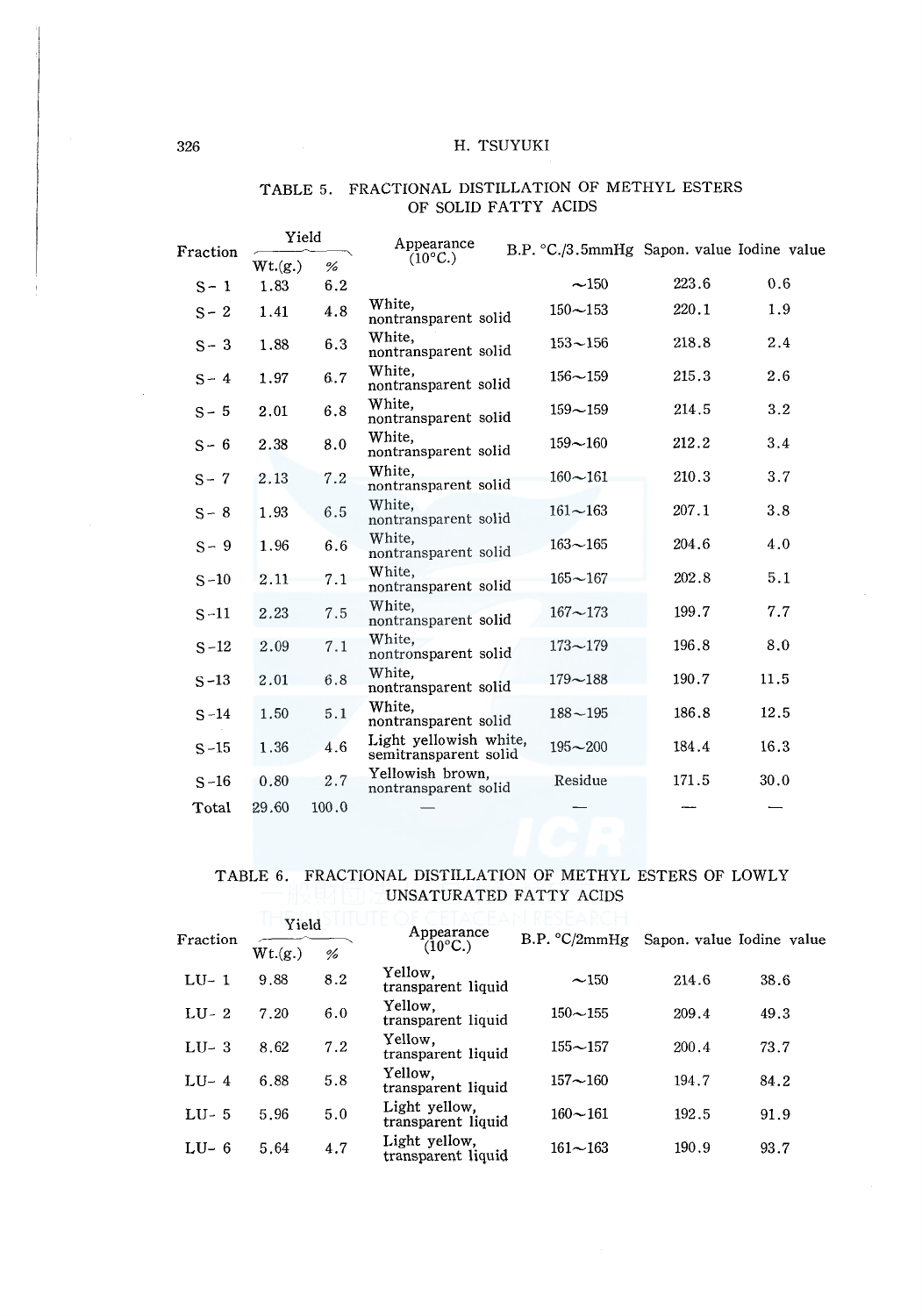TABLE 5. FRACTIONAL DISTILLATION OF METHYL ESTERS OF SOLID FATTY ACIDS

| Fraction | Yield | | Appearance (10°C.) | B.P. °C./3.5mmHg | Sapon. value | Iodine value |
|---|---|---|---|---|---|---|
| | Wt.(g.) | % | | | | |
| S- 1 | 1.83 | 6.2 | | ~150 | 223.6 | 0.6 |
| S- 2 | 1.41 | 4.8 | White, nontransparent solid | 150~153 | 220.1 | 1.9 |
| S- 3 | 1.88 | 6.3 | White, nontransparent solid | 153~156 | 218.8 | 2.4 |
| S- 4 | 1.97 | 6.7 | White, nontransparent solid | 156~159 | 215.3 | 2.6 |
| S- 5 | 2.01 | 6.8 | White, nontransparent solid | 159~159 | 214.5 | 3.2 |
| S- 6 | 2.38 | 8.0 | White, nontransparent solid | 159~160 | 212.2 | 3.4 |
| S- 7 | 2.13 | 7.2 | White, nontransparent solid | 160~161 | 210.3 | 3.7 |
| S- 8 | 1.93 | 6.5 | White, nontransparent solid | 161~163 | 207.1 | 3.8 |
| S- 9 | 1.96 | 6.6 | White, nontransparent solid | 163~165 | 204.6 | 4.0 |
| S-10 | 2.11 | 7.1 | White, nontransparent solid | 165~167 | 202.8 | 5.1 |
| S-11 | 2.23 | 7.5 | White, nontransparent solid | 167~173 | 199.7 | 7.7 |
| S-12 | 2.09 | 7.1 | White, nontronsparent solid | 173~179 | 196.8 | 8.0 |
| S-13 | 2.01 | 6.8 | White, nontransparent solid | 179~188 | 190.7 | 11.5 |
| S-14 | 1.50 | 5.1 | White, nontransparent solid | 188~195 | 186.8 | 12.5 |
| S-15 | 1.36 | 4.6 | Light yellowish white, semitransparent solid | 195~200 | 184.4 | 16.3 |
| S-16 | 0.80 | 2.7 | Yellowish brown, nontransparent solid | Residue | 171.5 | 30.0 |
| Total | 29.60 | 100.0 | — | — | — | — |

TABLE 6. FRACTIONAL DISTILLATION OF METHYL ESTERS OF LOWLY UNSATURATED FATTY ACIDS

| Fraction | Yield | | Appearance (10°C.) | B.P. °C/2mmHg | Sapon. value | Iodine value |
|---|---|---|---|---|---|---|
| | Wt.(g.) | % | | | | |
| LU- 1 | 9.88 | 8.2 | Yellow, transparent liquid | ~150 | 214.6 | 38.6 |
| LU- 2 | 7.20 | 6.0 | Yellow, transparent liquid | 150~155 | 209.4 | 49.3 |
| LU- 3 | 8.62 | 7.2 | Yellow, transparent liquid | 155~157 | 200.4 | 73.7 |
| LU- 4 | 6.88 | 5.8 | Yellow, transparent liquid | 157~160 | 194.7 | 84.2 |
| LU- 5 | 5.96 | 5.0 | Light yellow, transparent liquid | 160~161 | 192.5 | 91.9 |
| LU- 6 | 5.64 | 4.7 | Light yellow, transparent liquid | 161~163 | 190.9 | 93.7 |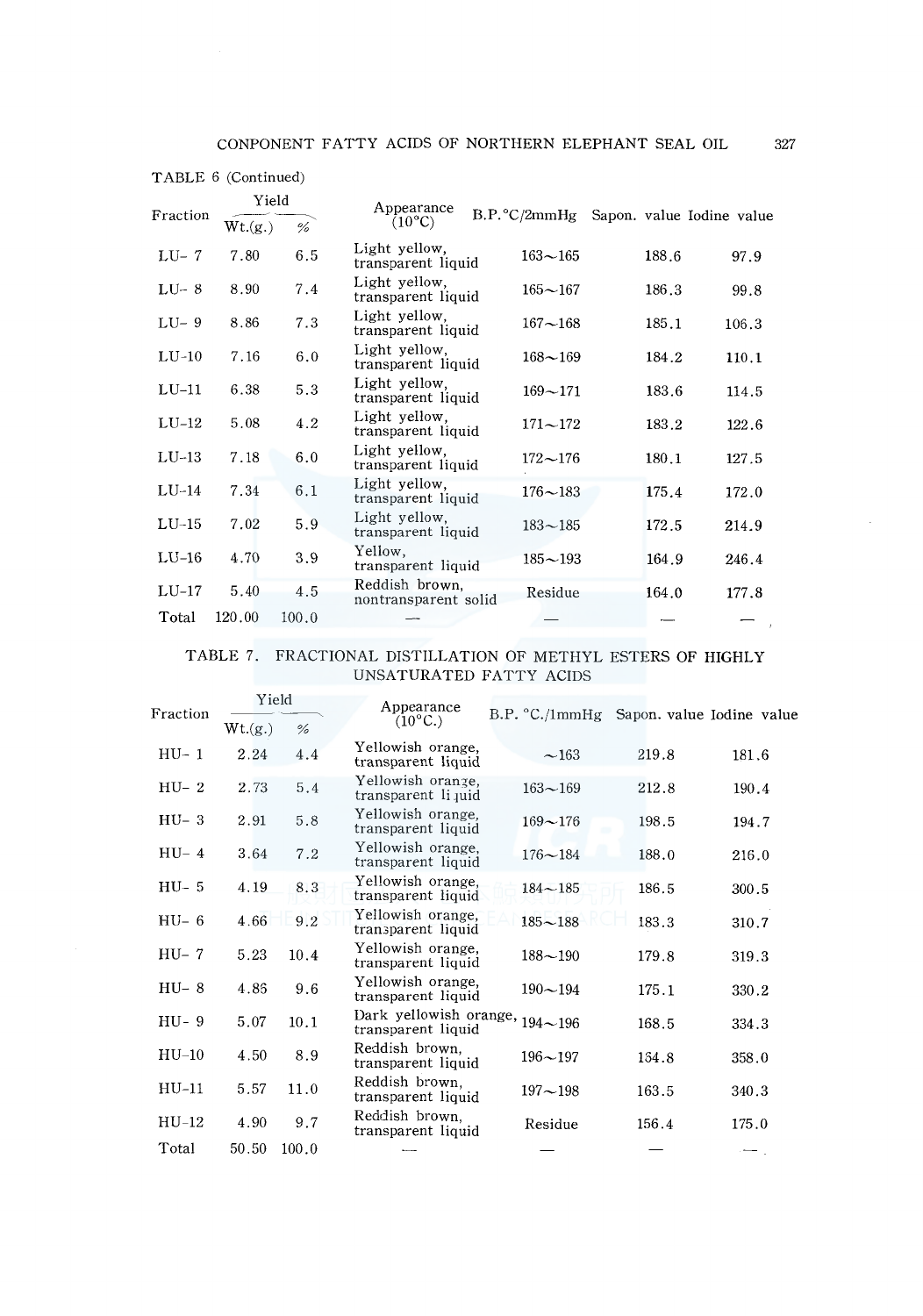TABLE 6 (Continued)

| Fraction | Yield | | Appearance (10°C) | B.P.°C/2mmHg | Sapon. value | Iodine value |
|---|---|---|---|---|---|---|
| | Wt.(g.) | % | | | | |
| LU-7 | 7.80 | 6.5 | Light yellow, transparent liquid | 163～165 | 188.6 | 97.9 |
| LU-8 | 8.90 | 7.4 | Light yellow, transparent liquid | 165～167 | 186.3 | 99.8 |
| LU-9 | 8.86 | 7.3 | Light yellow, transparent liquid | 167～168 | 185.1 | 106.3 |
| LU-10 | 7.16 | 6.0 | Light yellow, transparent liquid | 168～169 | 184.2 | 110.1 |
| LU-11 | 6.38 | 5.3 | Light yellow, transparent liquid | 169～171 | 183.6 | 114.5 |
| LU-12 | 5.08 | 4.2 | Light yellow, transparent liquid | 171～172 | 183.2 | 122.6 |
| LU-13 | 7.18 | 6.0 | Light yellow, transparent liquid | 172～176 | 180.1 | 127.5 |
| LU-14 | 7.34 | 6.1 | Light yellow, transparent liquid | 176～183 | 175.4 | 172.0 |
| LU-15 | 7.02 | 5.9 | Light yellow, transparent liquid | 183～185 | 172.5 | 214.9 |
| LU-16 | 4.70 | 3.9 | Yellow, transparent liquid | 185～193 | 164.9 | 246.4 |
| LU-17 | 5.40 | 4.5 | Reddish brown, nontransparent solid | Residue | 164.0 | 177.8 |
| Total | 120.00 | 100.0 | — | — | — | — |

TABLE 7. FRACTIONAL DISTILLATION OF METHYL ESTERS OF HIGHLY UNSATURATED FATTY ACIDS

| Fraction | Yield | | Appearance (10°C.) | B.P. °C./1mmHg | Sapon. value | Iodine value |
|---|---|---|---|---|---|---|
| | Wt.(g.) | % | | | | |
| HU-1 | 2.24 | 4.4 | Yellowish orange, transparent liquid | ～163 | 219.8 | 181.6 |
| HU-2 | 2.73 | 5.4 | Yellowish orange, transparent liquid | 163～169 | 212.8 | 190.4 |
| HU-3 | 2.91 | 5.8 | Yellowish orange, transparent liquid | 169～176 | 198.5 | 194.7 |
| HU-4 | 3.64 | 7.2 | Yellowish orange, transparent liquid | 176～184 | 188.0 | 216.0 |
| HU-5 | 4.19 | 8.3 | Yellowish orange, transparent liquid | 184～185 | 186.5 | 300.5 |
| HU-6 | 4.66 | 9.2 | Yellowish orange, transparent liquid | 185～188 | 183.3 | 310.7 |
| HU-7 | 5.23 | 10.4 | Yellowish orange, transparent liquid | 188～190 | 179.8 | 319.3 |
| HU-8 | 4.85 | 9.6 | Yellowish orange, transparent liquid | 190～194 | 175.1 | 330.2 |
| HU-9 | 5.07 | 10.1 | Dark yellowish orange, transparent liquid | 194～196 | 168.5 | 334.3 |
| HU-10 | 4.50 | 8.9 | Reddish brown, transparent liquid | 196～197 | 164.8 | 358.0 |
| HU-11 | 5.57 | 11.0 | Reddish brown, transparent liquid | 197～198 | 163.5 | 340.3 |
| HU-12 | 4.90 | 9.7 | Reddish brown, transparent liquid | Residue | 156.4 | 175.0 |
| Total | 50.50 | 100.0 | — | — | — | — |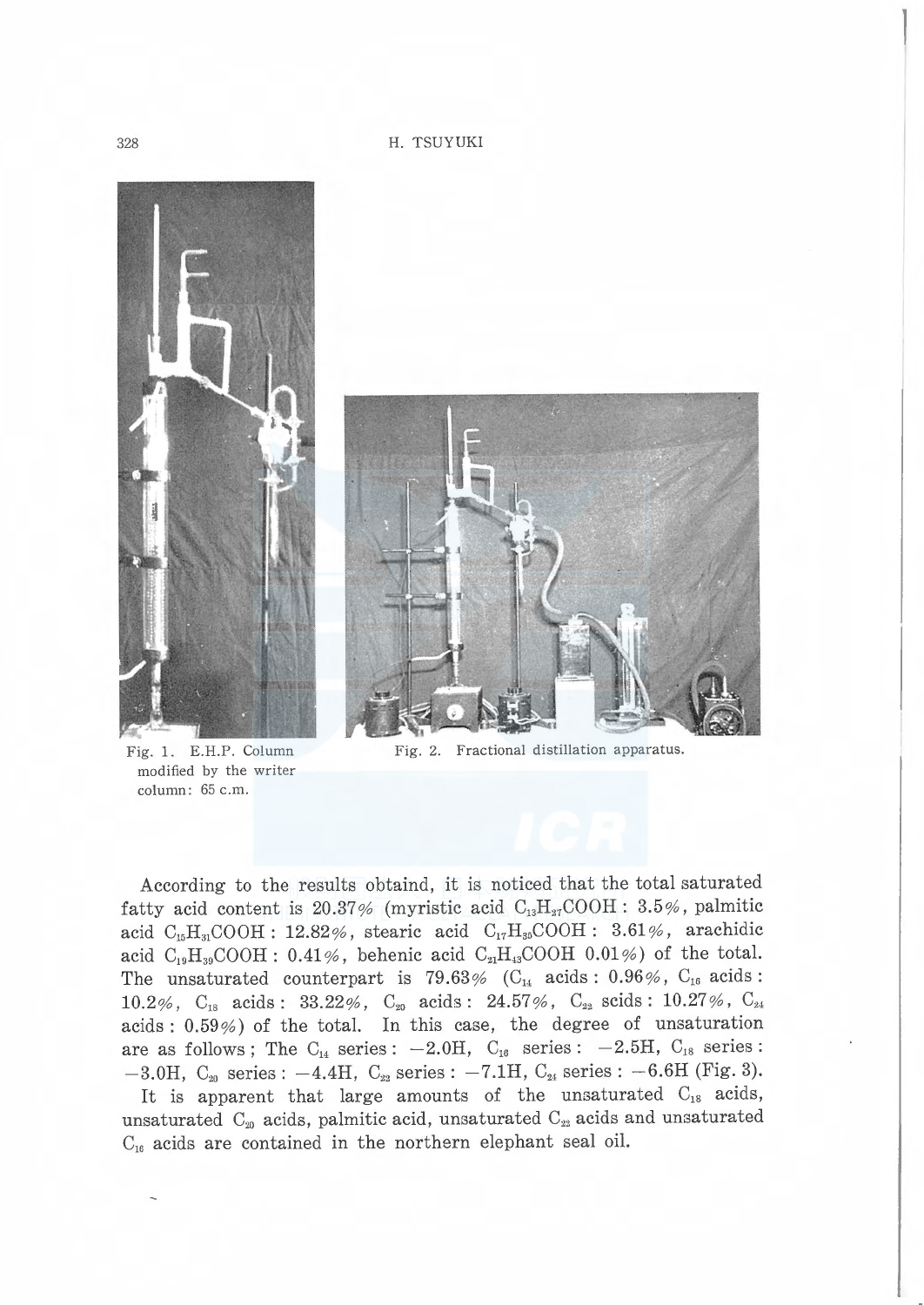Fig. 1. E.H.P. Column modified by the writer column: 65 c.m.

Fig. 2. Fractional distillation apparatus.

According to the results obtaind, it is noticed that the total saturated fatty acid content is 20.37% (myristic acid $C_{13}H_{27}COOH$ : 3.5%, palmitic acid $C_{15}H_{31}COOH$ : 12.82%, stearic acid $C_{17}H_{35}COOH$ : 3.61%, arachidic acid $C_{19}H_{39}COOH$ : 0.41%, behenic acid $C_{21}H_{43}COOH$ 0.01%) of the total. The unsaturated counterpart is 79.63% ($C_{14}$ acids : 0.96%, $C_{16}$ acids : 10.2%, $C_{18}$ acids : 33.22%, $C_{20}$ acids : 24.57%, $C_{22}$ scids : 10.27%, $C_{24}$ acids : 0.59%) of the total. In this case, the degree of unsaturation are as follows ; The $C_{14}$ series : −2.0H, $C_{16}$ series : −2.5H, $C_{18}$ series : −3.0H, $C_{20}$ series : −4.4H, $C_{22}$ series : −7.1H, $C_{24}$ series : −6.6H (Fig. 3).

It is apparent that large amounts of the unsaturated $C_{18}$ acids, unsaturated $C_{20}$ acids, palmitic acid, unsaturated $C_{22}$ acids and unsaturated $C_{16}$ acids are contained in the northern elephant seal oil.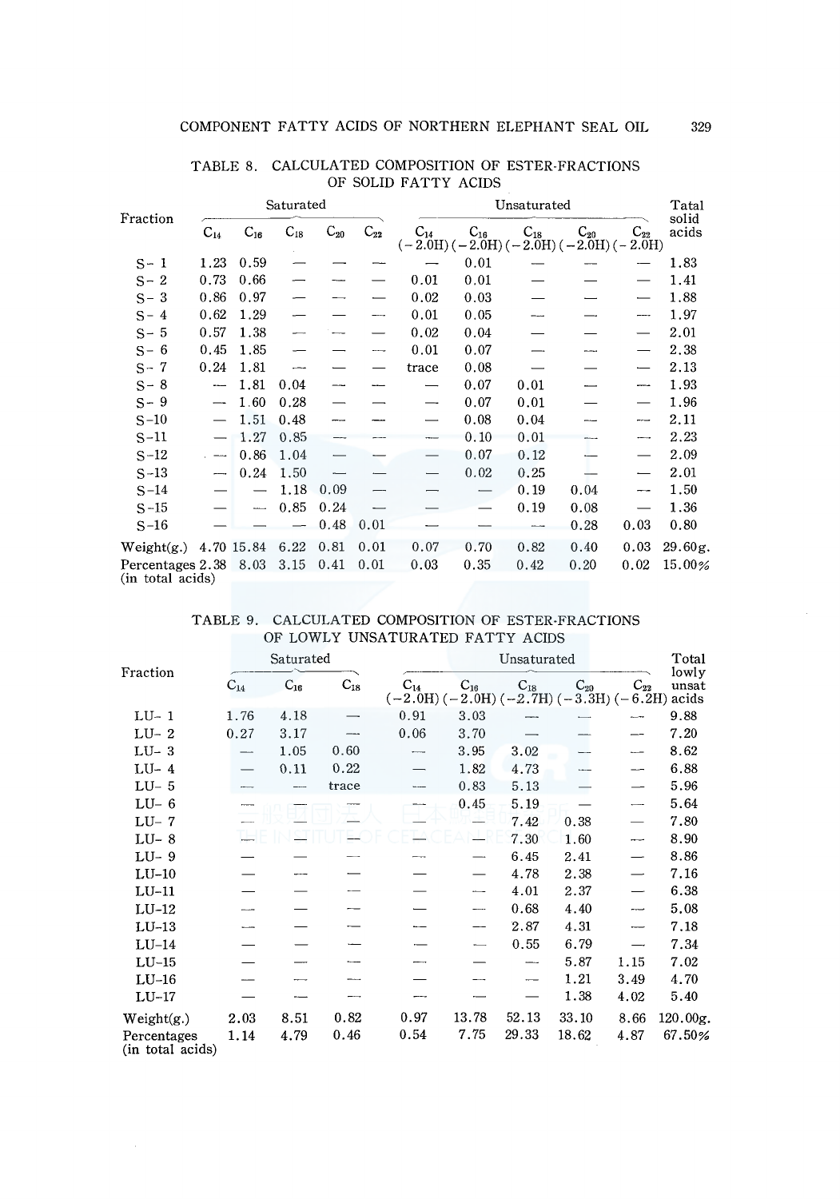TABLE 8. CALCULATED COMPOSITION OF ESTER-FRACTIONS OF SOLID FATTY ACIDS

| Fraction | Saturated | | | | | Unsaturated | | | | | Tatal solid acids |
|---|---|---|---|---|---|---|---|---|---|---|---|
| | $C_{14}$ | $C_{16}$ | $C_{18}$ | $C_{20}$ | $C_{22}$ | $C_{14}$ (−2.0H) | $C_{16}$ (−2.0H) | $C_{18}$ (−2.0H) | $C_{20}$ (−2.0H) | $C_{22}$ (−2.0H) | |
| S− 1 | 1.23 | 0.59 | — | — | — | — | 0.01 | — | — | — | 1.83 |
| S− 2 | 0.73 | 0.66 | — | — | — | 0.01 | 0.01 | — | — | — | 1.41 |
| S− 3 | 0.86 | 0.97 | — | — | — | 0.02 | 0.03 | — | — | — | 1.88 |
| S− 4 | 0.62 | 1.29 | — | — | — | 0.01 | 0.05 | — | — | — | 1.97 |
| S− 5 | 0.57 | 1.38 | — | — | — | 0.02 | 0.04 | — | — | — | 2.01 |
| S− 6 | 0.45 | 1.85 | — | — | — | 0.01 | 0.07 | — | — | — | 2.38 |
| S− 7 | 0.24 | 1.81 | — | — | — | trace | 0.08 | — | — | — | 2.13 |
| S− 8 | — | 1.81 | 0.04 | — | — | — | 0.07 | 0.01 | — | — | 1.93 |
| S− 9 | — | 1.60 | 0.28 | — | — | — | 0.07 | 0.01 | — | — | 1.96 |
| S−10 | — | 1.51 | 0.48 | — | — | — | 0.08 | 0.04 | — | — | 2.11 |
| S−11 | — | 1.27 | 0.85 | — | — | — | 0.10 | 0.01 | — | — | 2.23 |
| S−12 | — | 0.86 | 1.04 | — | — | — | 0.07 | 0.12 | — | — | 2.09 |
| S−13 | — | 0.24 | 1.50 | — | — | — | 0.02 | 0.25 | — | — | 2.01 |
| S−14 | — | — | 1.18 | 0.09 | — | — | — | 0.19 | 0.04 | — | 1.50 |
| S−15 | — | — | 0.85 | 0.24 | — | — | — | 0.19 | 0.08 | — | 1.36 |
| S−16 | — | — | — | 0.48 | 0.01 | — | — | — | 0.28 | 0.03 | 0.80 |
| Weight(g.) | 4.70 | 15.84 | 6.22 | 0.81 | 0.01 | 0.07 | 0.70 | 0.82 | 0.40 | 0.03 | 29.60g. |
| Percentages (in total acids) | 2.38 | 8.03 | 3.15 | 0.41 | 0.01 | 0.03 | 0.35 | 0.42 | 0.20 | 0.02 | 15.00% |

TABLE 9. CALCULATED COMPOSITION OF ESTER-FRACTIONS OF LOWLY UNSATURATED FATTY ACIDS

| Fraction | Saturated | | | Unsaturated | | | | | Total lowly unsat acids |
|---|---|---|---|---|---|---|---|---|---|
| | $C_{14}$ | $C_{16}$ | $C_{18}$ | $C_{14}$ (−2.0H) | $C_{16}$ (−2.0H) | $C_{18}$ (−2.7H) | $C_{20}$ (−3.3H) | $C_{22}$ (−6.2H) | |
| LU− 1 | 1.76 | 4.18 | — | 0.91 | 3.03 | — | — | — | 9.88 |
| LU− 2 | 0.27 | 3.17 | — | 0.06 | 3.70 | — | — | — | 7.20 |
| LU− 3 | — | 1.05 | 0.60 | — | 3.95 | 3.02 | — | — | 8.62 |
| LU− 4 | — | 0.11 | 0.22 | — | 1.82 | 4.73 | — | — | 6.88 |
| LU− 5 | — | — | trace | — | 0.83 | 5.13 | — | — | 5.96 |
| LU− 6 | — | — | — | — | 0.45 | 5.19 | — | — | 5.64 |
| LU− 7 | — | — | — | — | — | 7.42 | 0.38 | — | 7.80 |
| LU− 8 | — | — | — | — | — | 7.30 | 1.60 | — | 8.90 |
| LU− 9 | — | — | — | — | — | 6.45 | 2.41 | — | 8.86 |
| LU−10 | — | — | — | — | — | 4.78 | 2.38 | — | 7.16 |
| LU−11 | — | — | — | — | — | 4.01 | 2.37 | — | 6.38 |
| LU−12 | — | — | — | — | — | 0.68 | 4.40 | — | 5.08 |
| LU−13 | — | — | — | — | — | 2.87 | 4.31 | — | 7.18 |
| LU−14 | — | — | — | — | — | 0.55 | 6.79 | — | 7.34 |
| LU−15 | — | — | — | — | — | — | 5.87 | 1.15 | 7.02 |
| LU−16 | — | — | — | — | — | — | 1.21 | 3.49 | 4.70 |
| LU−17 | — | — | — | — | — | — | 1.38 | 4.02 | 5.40 |
| Weight(g.) | 2.03 | 8.51 | 0.82 | 0.97 | 13.78 | 52.13 | 33.10 | 8.66 | 120.00g. |
| Percentages (in total acids) | 1.14 | 4.79 | 0.46 | 0.54 | 7.75 | 29.33 | 18.62 | 4.87 | 67.50% |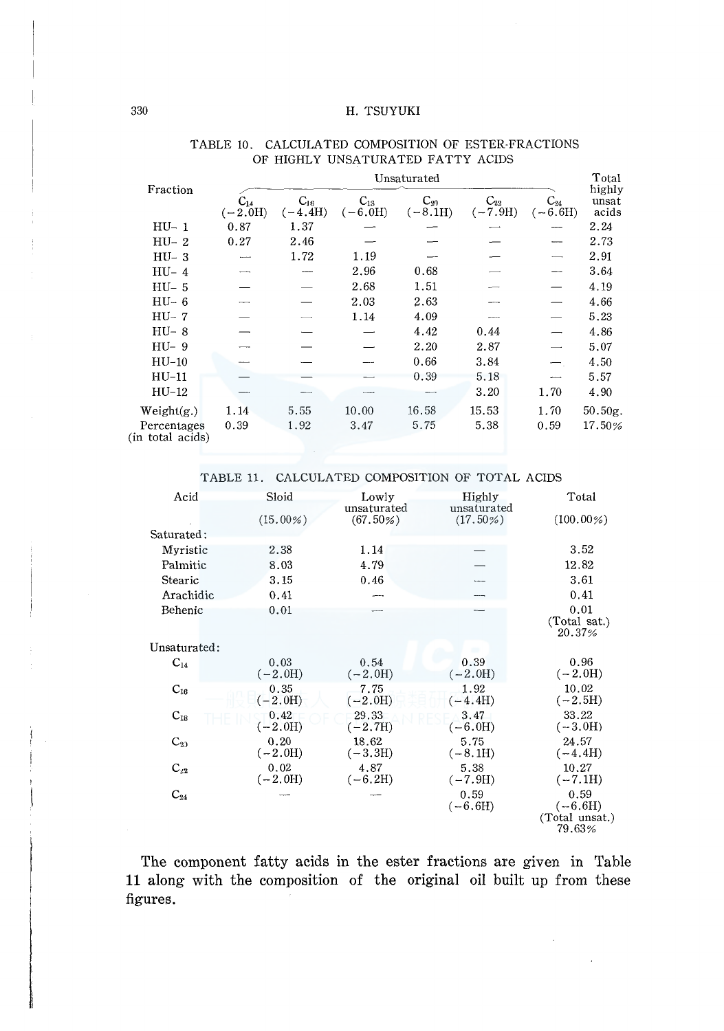TABLE 10. CALCULATED COMPOSITION OF ESTER-FRACTIONS OF HIGHLY UNSATURATED FATTY ACIDS

| Fraction | Unsaturated | | | | | | Total highly unsat acids |
|---|---|---|---|---|---|---|---|
| | $C_{14}$ (−2.0H) | $C_{16}$ (−4.4H) | $C_{18}$ (−6.0H) | $C_{20}$ (−8.1H) | $C_{22}$ (−7.9H) | $C_{24}$ (−6.6H) | |
| HU- 1 | 0.87 | 1.37 | — | — | — | — | 2.24 |
| HU- 2 | 0.27 | 2.46 | — | — | — | — | 2.73 |
| HU- 3 | — | 1.72 | 1.19 | — | — | — | 2.91 |
| HU- 4 | — | — | 2.96 | 0.68 | — | — | 3.64 |
| HU- 5 | — | — | 2.68 | 1.51 | — | — | 4.19 |
| HU- 6 | — | — | 2.03 | 2.63 | — | — | 4.66 |
| HU- 7 | — | — | 1.14 | 4.09 | — | — | 5.23 |
| HU- 8 | — | — | — | 4.42 | 0.44 | — | 4.86 |
| HU- 9 | — | — | — | 2.20 | 2.87 | — | 5.07 |
| HU-10 | — | — | — | 0.66 | 3.84 | — | 4.50 |
| HU-11 | — | — | — | 0.39 | 5.18 | — | 5.57 |
| HU-12 | — | — | — | — | 3.20 | 1.70 | 4.90 |
| Weight(g.) | 1.14 | 5.55 | 10.00 | 16.58 | 15.53 | 1.70 | 50.50g. |
| Percentages (in total acids) | 0.39 | 1.92 | 3.47 | 5.75 | 5.38 | 0.59 | 17.50% |

TABLE 11. CALCULATED COMPOSITION OF TOTAL ACIDS

| Acid | Sloid (15.00%) | Lowly unsaturated (67.50%) | Highly unsaturated (17.50%) | Total (100.00%) |
|---|---|---|---|---|
| Saturated: | | | | |
| Myristic | 2.38 | 1.14 | — | 3.52 |
| Palmitic | 8.03 | 4.79 | — | 12.82 |
| Stearic | 3.15 | 0.46 | — | 3.61 |
| Arachidic | 0.41 | — | — | 0.41 |
| Behenic | 0.01 | — | — | 0.01 (Total sat.) 20.37% |
| Unsaturated: | | | | |
| $C_{14}$ | 0.03 (−2.0H) | 0.54 (−2.0H) | 0.39 (−2.0H) | 0.96 (−2.0H) |
| $C_{16}$ | 0.35 (−2.0H) | 7.75 (−2.0H) | 1.92 (−4.4H) | 10.02 (−2.5H) |
| $C_{18}$ | 0.42 (−2.0H) | 29.33 (−2.7H) | 3.47 (−6.0H) | 33.22 (−3.0H) |
| $C_{20}$ | 0.20 (−2.0H) | 18.62 (−3.3H) | 5.75 (−8.1H) | 24.57 (−4.4H) |
| $C_{22}$ | 0.02 (−2.0H) | 4.87 (−6.2H) | 5.38 (−7.9H) | 10.27 (−7.1H) |
| $C_{24}$ | — | — | 0.59 (−6.6H) | 0.59 (−6.6H) (Total unsat.) 79.63% |

The component fatty acids in the ester fractions are given in Table 11 along with the composition of the original oil built up from these figures.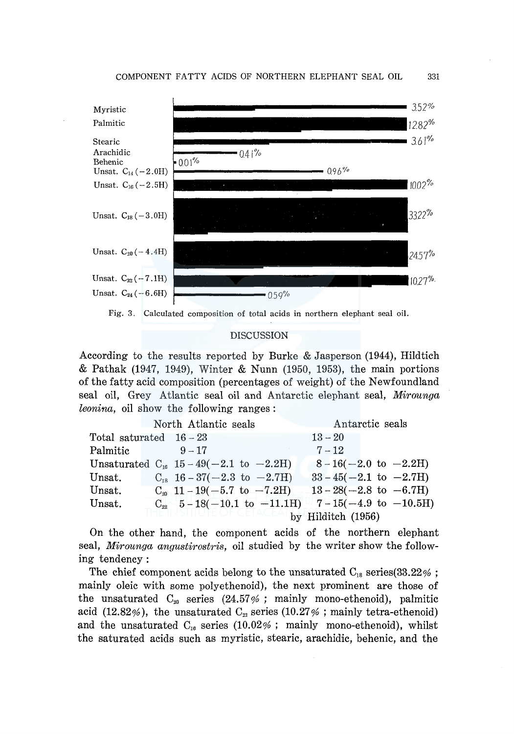| Acid | % |
|---|---|
| Myristic | 3.52% |
| Palmitic | 12.82% |
| Stearic | 3.61% |
| Arachidic | 0.41% |
| Behenic | 0.01% |
| Unsat. $C_{14}$ (−2.0H) | 0.96% |
| Unsat. $C_{16}$ (−2.5H) | 10.02% |
| Unsat. $C_{18}$ (−3.0H) | 33.22% |
| Unsat. $C_{20}$ (−4.4H) | 24.57% |
| Unsat. $C_{22}$ (−7.1H) | 10.27% |
| Unsat. $C_{24}$ (−6.6H) | 0.59% |

Fig. 3. Calculated composition of total acids in northern elephant seal oil.

## DISCUSSION

According to the results reported by Burke & Jasperson (1944), Hildtich & Pathak (1947, 1949), Winter & Nunn (1950, 1953), the main portions of the fatty acid composition (percentages of weight) of the Newfoundland seal oil, Grey Atlantic seal oil and Antarctic elephant seal, *Mirounga leonina*, oil show the following ranges:

| | North Atlantic seals | Antarctic seals |
|---|---|---|
| Total saturated | 16 – 23 | 13 – 20 |
| Palmitic | 9 – 17 | 7 – 12 |
| Unsaturated $C_{16}$ | 15 – 49(−2.1 to −2.2H) | 8 – 16(−2.0 to −2.2H) |
| Unsat. $C_{18}$ | 16 – 37(−2.3 to −2.7H) | 33 – 45(−2.1 to −2.7H) |
| Unsat. $C_{20}$ | 11 – 19(−5.7 to −7.2H) | 13 – 28(−2.8 to −6.7H) |
| Unsat. $C_{22}$ | 5 – 18(−10.1 to −11.1H) | 7 – 15(−4.9 to −10.5H) |

by Hilditch (1956)

On the other hand, the component acids of the northern elephant seal, *Mirounga angustirostris*, oil studied by the writer show the following tendency:

The chief component acids belong to the unsaturated $C_{18}$ series(33.22%; mainly oleic with some polyethenoid), the next prominent are those of the unsaturated $C_{20}$ series (24.57%; mainly mono-ethenoid), palmitic acid (12.82%), the unsaturated $C_{22}$ series (10.27%; mainly tetra-ethenoid) and the unsaturated $C_{16}$ series (10.02%; mainly mono-ethenoid), whilst the saturated acids such as myristic, stearic, arachidic, behenic, and the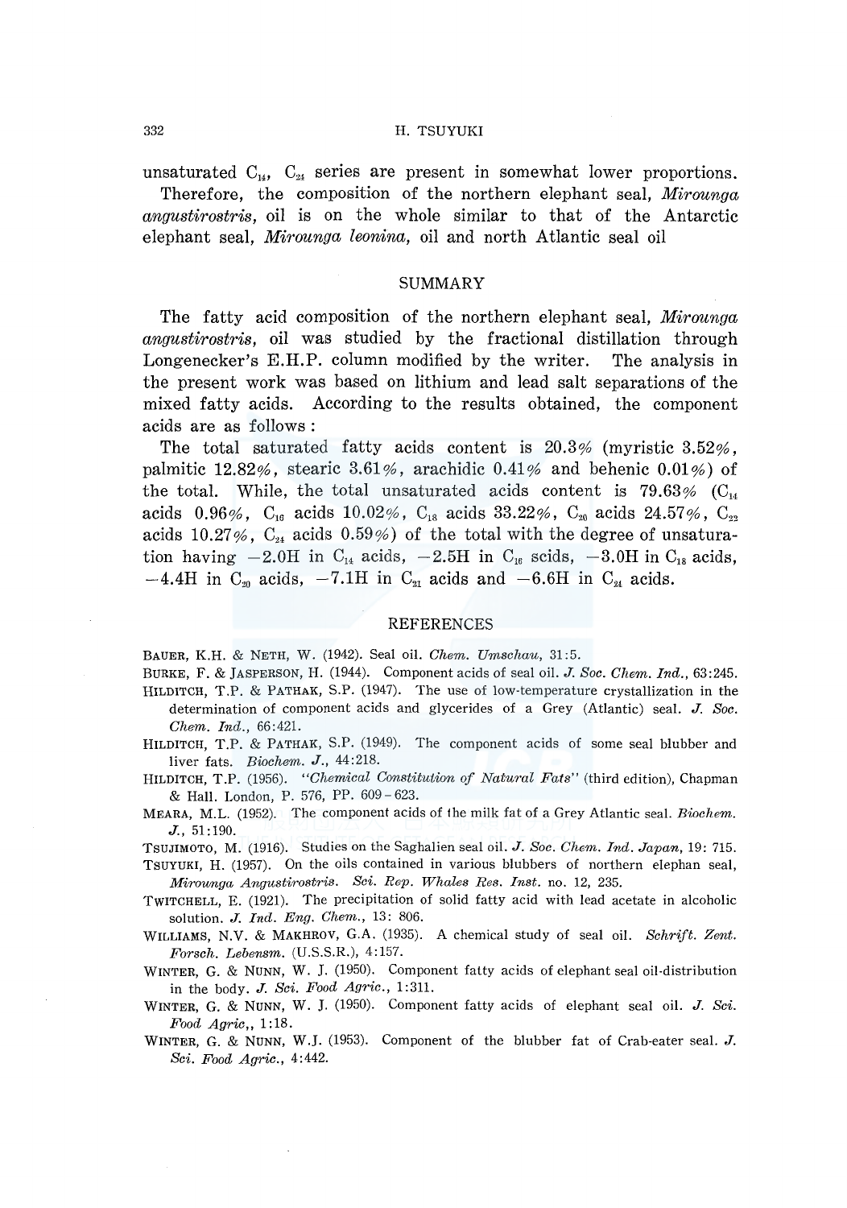unsaturated $C_{14}$, $C_{24}$ series are present in somewhat lower proportions.

Therefore, the composition of the northern elephant seal, *Mirounga angustirostris*, oil is on the whole similar to that of the Antarctic elephant seal, *Mirounga leonina*, oil and north Atlantic seal oil

## SUMMARY

The fatty acid composition of the northern elephant seal, *Mirounga angustirostris*, oil was studied by the fractional distillation through Longenecker's E.H.P. column modified by the writer. The analysis in the present work was based on lithium and lead salt separations of the mixed fatty acids. According to the results obtained, the component acids are as follows:

The total saturated fatty acids content is 20.3% (myristic 3.52%, palmitic 12.82%, stearic 3.61%, arachidic 0.41% and behenic 0.01%) of the total. While, the total unsaturated acids content is 79.63% ($C_{14}$ acids 0.96%, $C_{16}$ acids 10.02%, $C_{18}$ acids 33.22%, $C_{20}$ acids 24.57%, $C_{22}$ acids 10.27%, $C_{24}$ acids 0.59%) of the total with the degree of unsaturation having $-2.0$H in $C_{14}$ acids, $-2.5$H in $C_{16}$ scids, $-3.0$H in $C_{18}$ acids, $-4.4$H in $C_{20}$ acids, $-7.1$H in $C_{21}$ acids and $-6.6$H in $C_{24}$ acids.

## REFERENCES

BAUER, K.H. & NETH, W. (1942). Seal oil. *Chem. Umschau*, 31:5.

BURKE, F. & JASPERSON, H. (1944). Component acids of seal oil. *J. Soc. Chem. Ind.*, 63:245.

HILDITCH, T.P. & PATHAK, S.P. (1947). The use of low-temperature crystallization in the determination of component acids and glycerides of a Grey (Atlantic) seal. *J. Soc. Chem. Ind.*, 66:421.

HILDITCH, T.P. & PATHAK, S.P. (1949). The component acids of some seal blubber and liver fats. *Biochem. J.*, 44:218.

HILDITCH, T.P. (1956). *"Chemical Constitution of Natural Fats"* (third edition), Chapman & Hall. London, P. 576, PP. 609–623.

MEARA, M.L. (1952). The component acids of the milk fat of a Grey Atlantic seal. *Biochem. J.*, 51:190.

TSUJIMOTO, M. (1916). Studies on the Saghalien seal oil. *J. Soc. Chem. Ind. Japan*, 19: 715.

TSUYUKI, H. (1957). On the oils contained in various blubbers of northern elephan seal, *Mirounga Angustirostris*. *Sci. Rep. Whales Res. Inst.* no. 12, 235.

TWITCHELL, E. (1921). The precipitation of solid fatty acid with lead acetate in alcoholic solution. *J. Ind. Eng. Chem.*, 13: 806.

WILLIAMS, N.V. & MAKHROV, G.A. (1935). A chemical study of seal oil. *Schrift. Zent. Forsch. Lebensm.* (U.S.S.R.), 4:157.

WINTER, G. & NUNN, W. J. (1950). Component fatty acids of elephant seal oil-distribution in the body. *J. Sci. Food Agric.*, 1:311.

WINTER, G. & NUNN, W. J. (1950). Component fatty acids of elephant seal oil. *J. Sci. Food Agric,*, 1:18.

WINTER, G. & NUNN, W.J. (1953). Component of the blubber fat of Crab-eater seal. *J. Sci. Food Agric.*, 4:442.